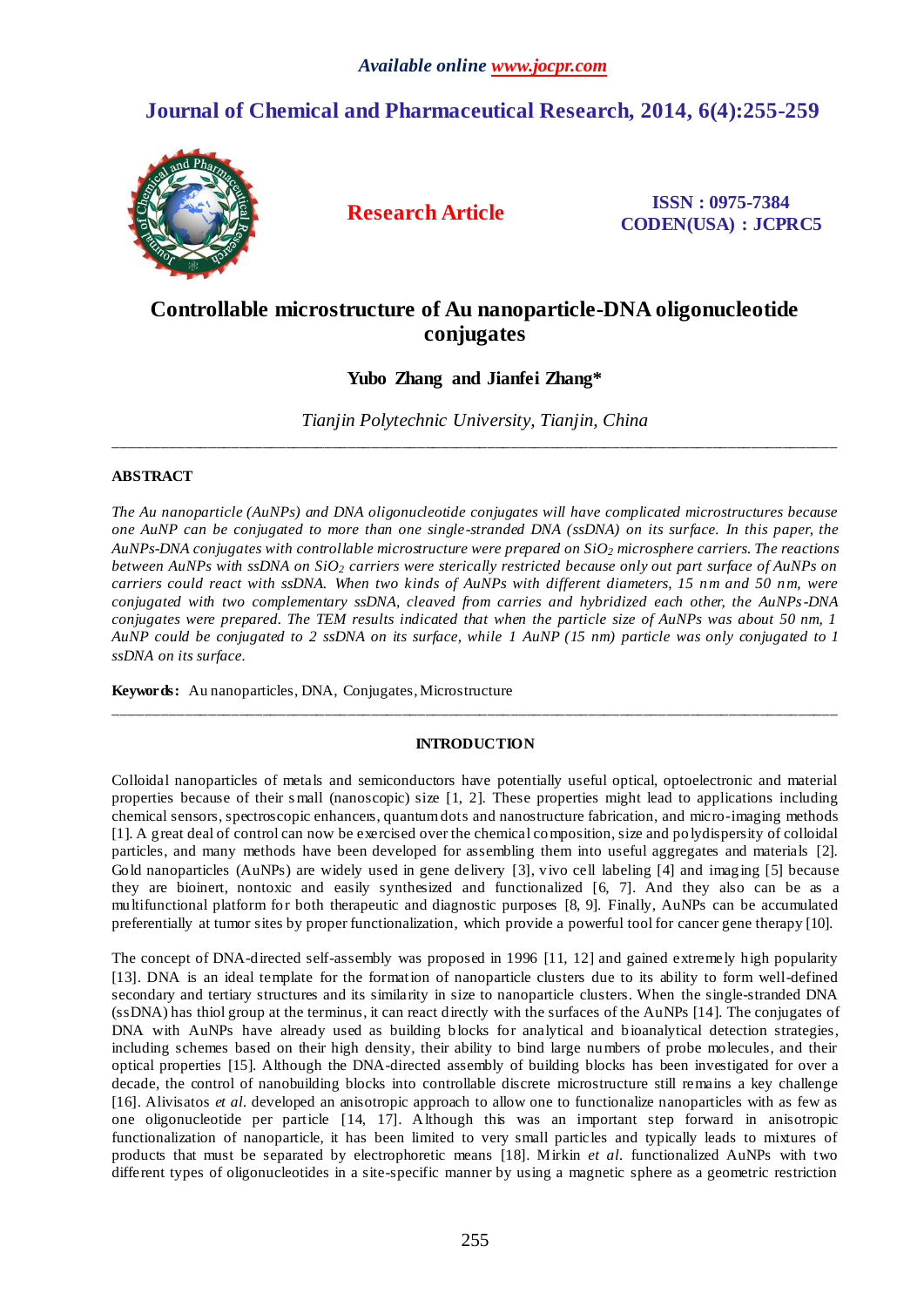*Available online www.jocpr.com*

# Journal of Chemical and Pharmaceutical Research, 2014, 6(4):255-259

**Research Article**

**ISSN : 0975-7384**
**CODEN(USA) : JCPRC5**

## Controllable microstructure of Au nanoparticle-DNA oligonucleotide conjugates

**Yubo Zhang and Jianfei Zhang***

*Tianjin Polytechnic University, Tianjin, China*

---

### ABSTRACT

*The Au nanoparticle (AuNPs) and DNA oligonucleotide conjugates will have complicated microstructures because one AuNP can be conjugated to more than one single-stranded DNA (ssDNA) on its surface. In this paper, the AuNPs-DNA conjugates with controllable microstructure were prepared on $SiO_2$ microsphere carriers. The reactions between AuNPs with ssDNA on $SiO_2$ carriers were sterically restricted because only out part surface of AuNPs on carriers could react with ssDNA. When two kinds of AuNPs with different diameters, 15 nm and 50 nm, were conjugated with two complementary ssDNA, cleaved from carries and hybridized each other, the AuNPs-DNA conjugates were prepared. The TEM results indicated that when the particle size of AuNPs was about 50 nm, 1 AuNP could be conjugated to 2 ssDNA on its surface, while 1 AuNP (15 nm) particle was only conjugated to 1 ssDNA on its surface.*

**Keywords:** Au nanoparticles, DNA, Conjugates, Microstructure

---

### INTRODUCTION

Colloidal nanoparticles of metals and semiconductors have potentially useful optical, optoelectronic and material properties because of their small (nanoscopic) size [1, 2]. These properties might lead to applications including chemical sensors, spectroscopic enhancers, quantum dots and nanostructure fabrication, and micro-imaging methods [1]. A great deal of control can now be exercised over the chemical composition, size and polydispersity of colloidal particles, and many methods have been developed for assembling them into useful aggregates and materials [2]. Gold nanoparticles (AuNPs) are widely used in gene delivery [3], vivo cell labeling [4] and imaging [5] because they are bioinert, nontoxic and easily synthesized and functionalized [6, 7]. And they also can be a multifunctional platform for both therapeutic and diagnostic purposes [8, 9]. Finally, AuNPs can be accumulated preferentially at tumor sites by proper functionalization, which provide a powerful tool for cancer gene therapy [10].

The concept of DNA-directed self-assembly was proposed in 1996 [11, 12] and gained extremely high popularity [13]. DNA is an ideal template for the formation of nanoparticle clusters due to its ability to form well-defined secondary and tertiary structures and its similarity in size to nanoparticle clusters. When the single-stranded DNA (ssDNA) has thiol group at the terminus, it can react directly with the surfaces of the AuNPs [14]. The conjugates of DNA with AuNPs have already used as building blocks for analytical and bioanalytical detection strategies, including schemes based on their high density, their ability to bind large numbers of probe molecules, and their optical properties [15]. Although the DNA-directed assembly of building blocks has been investigated for over a decade, the control of nanobuilding blocks into controllable discrete microstructure still remains a key challenge [16]. Alivisatos *et al.* developed an anisotropic approach to allow one to functionalize nanoparticles with as few as one oligonucleotide per particle [14, 17]. Although this was an important step forward in anisotropic functionalization of nanoparticle, it has been limited to very small particles and typically leads to mixtures of products that must be separated by electrophoretic means [18]. Mirkin *et al.* functionalized AuNPs with two different types of oligonucleotides in a site-specific manner by using a magnetic sphere as a geometric restriction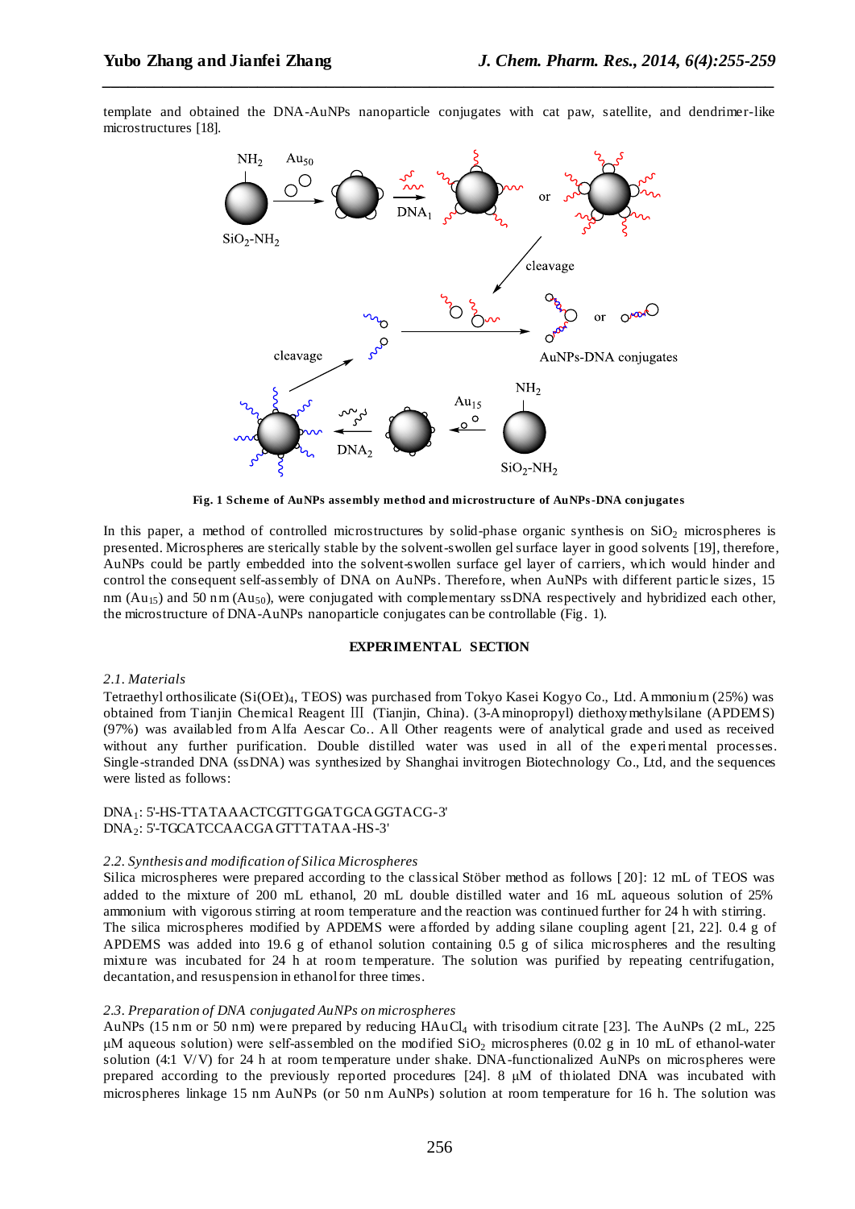template and obtained the DNA-AuNPs nanoparticle conjugates with cat paw, satellite, and dendrimer-like microstructures [18].

**Fig. 1 Scheme of AuNPs assembly method and microstructure of AuNPs-DNA conjugates**

In this paper, a method of controlled microstructures by solid-phase organic synthesis on $SiO_2$ microspheres is presented. Microspheres are sterically stable by the solvent-swollen gel surface layer in good solvents [19], therefore, AuNPs could be partly embedded into the solvent-swollen surface gel layer of carriers, which would hinder and control the consequent self-assembly of DNA on AuNPs. Therefore, when AuNPs with different particle sizes, 15 nm ($Au_{15}$) and 50 nm ($Au_{50}$), were conjugated with complementary ssDNA respectively and hybridized each other, the microstructure of DNA-AuNPs nanoparticle conjugates can be controllable (Fig. 1).

## EXPERIMENTAL SECTION

### *2.1. Materials*

Tetraethyl orthosilicate ($Si(OEt)_4$, TEOS) was purchased from Tokyo Kasei Kogyo Co., Ltd. Ammonium (25%) was obtained from Tianjin Chemical Reagent Ⅲ (Tianjin, China). (3-Aminopropyl) diethoxymethylsilane (APDEMS) (97%) was available from Alfa Aescar Co.. All Other reagents were of analytical grade and used as received without any further purification. Double distilled water was used in all of the experimental processes. Single-stranded DNA (ssDNA) was synthesized by Shanghai invitrogen Biotechnology Co., Ltd, and the sequences were listed as follows:

$DNA_1$: 5'-HS-TTATAAACTCGTTGGATGCAGGTACG-3'
$DNA_2$: 5'-TGCATCCAACGAGTTTATAA-HS-3'

### *2.2. Synthesis and modification of Silica Microspheres*

Silica microspheres were prepared according to the classical Stöber method as follows [20]: 12 mL of TEOS was added to the mixture of 200 mL ethanol, 20 mL double distilled water and 16 mL aqueous solution of 25% ammonium with vigorous stirring at room temperature and the reaction was continued further for 24 h with stirring. The silica microspheres modified by APDEMS were afforded by adding silane coupling agent [21, 22]. 0.4 g of APDEMS was added into 19.6 g of ethanol solution containing 0.5 g of silica microspheres and the resulting mixture was incubated for 24 h at room temperature. The solution was purified by repeating centrifugation, decantation, and resuspension in ethanol for three times.

### *2.3. Preparation of DNA conjugated AuNPs on microspheres*

AuNPs (15 nm or 50 nm) were prepared by reducing $HAuCl_4$ with trisodium citrate [23]. The AuNPs (2 mL, 225 μM aqueous solution) were self-assembled on the modified $SiO_2$ microspheres (0.02 g in 10 mL of ethanol-water solution (4:1 V/V) for 24 h at room temperature under shake. DNA-functionalized AuNPs on microspheres were prepared according to the previously reported procedures [24]. 8 μM of thiolated DNA was incubated with microspheres linkage 15 nm AuNPs (or 50 nm AuNPs) solution at room temperature for 16 h. The solution was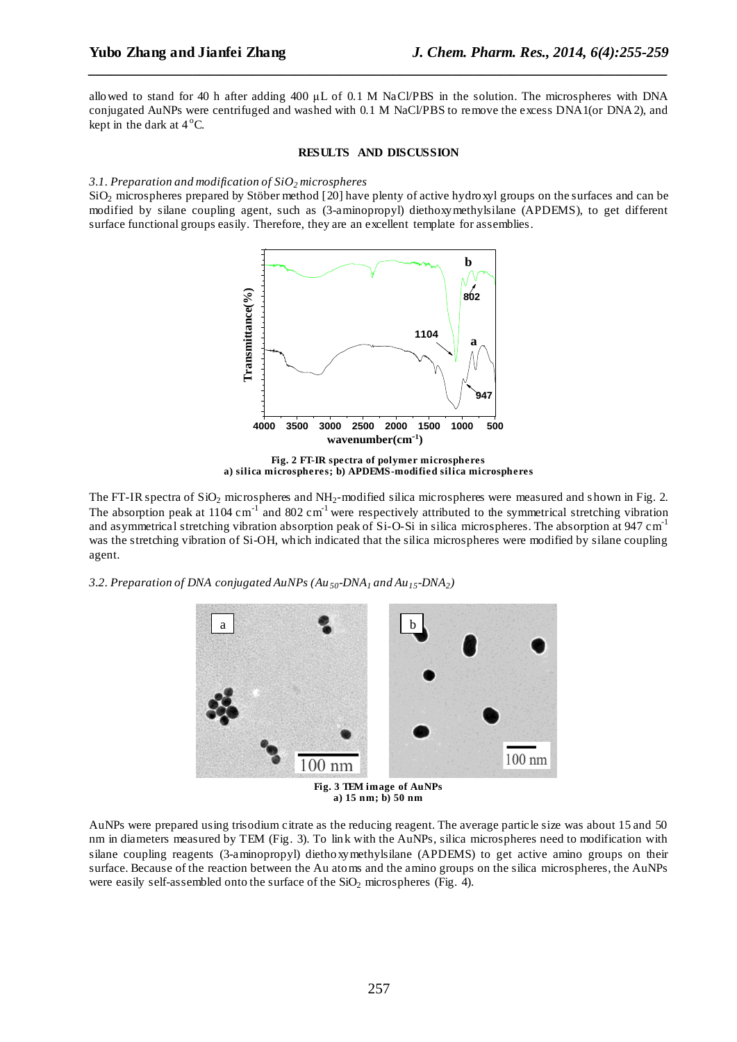allowed to stand for 40 h after adding 400 μL of 0.1 M NaCl/PBS in the solution. The microspheres with DNA conjugated AuNPs were centrifuged and washed with 0.1 M NaCl/PBS to remove the excess DNA1(or DNA2), and kept in the dark at 4 °C.

## RESULTS AND DISCUSSION

### *3.1. Preparation and modification of $SiO_2$ microspheres*

$SiO_2$ microspheres prepared by Stöber method [20] have plenty of active hydroxyl groups on the surfaces and can be modified by silane coupling agent, such as (3-aminopropyl) diethoxymethylsilane (APDEMS), to get different surface functional groups easily. Therefore, they are an excellent template for assemblies.

**Fig. 2 FT-IR spectra of polymer microspheres**
**a) silica microspheres; b) APDEMS-modified silica microspheres**

The FT-IR spectra of $SiO_2$ microspheres and $NH_2$-modified silica microspheres were measured and shown in Fig. 2. The absorption peak at 1104 $cm^{-1}$ and 802 $cm^{-1}$ were respectively attributed to the symmetrical stretching vibration and asymmetrical stretching vibration absorption peak of Si-O-Si in silica microspheres. The absorption at 947 $cm^{-1}$ was the stretching vibration of Si-OH, which indicated that the silica microspheres were modified by silane coupling agent.

### *3.2. Preparation of DNA conjugated AuNPs ($Au_{50}$-$DNA_1$ and $Au_{15}$-$DNA_2$)*

**Fig. 3 TEM image of AuNPs**
**a) 15 nm; b) 50 nm**

AuNPs were prepared using trisodium citrate as the reducing reagent. The average particle size was about 15 and 50 nm in diameters measured by TEM (Fig. 3). To link with the AuNPs, silica microspheres need to modification with silane coupling reagents (3-aminopropyl) diethoxymethylsilane (APDEMS) to get active amino groups on their surface. Because of the reaction between the Au atoms and the amino groups on the silica microspheres, the AuNPs were easily self-assembled onto the surface of the $SiO_2$ microspheres (Fig. 4).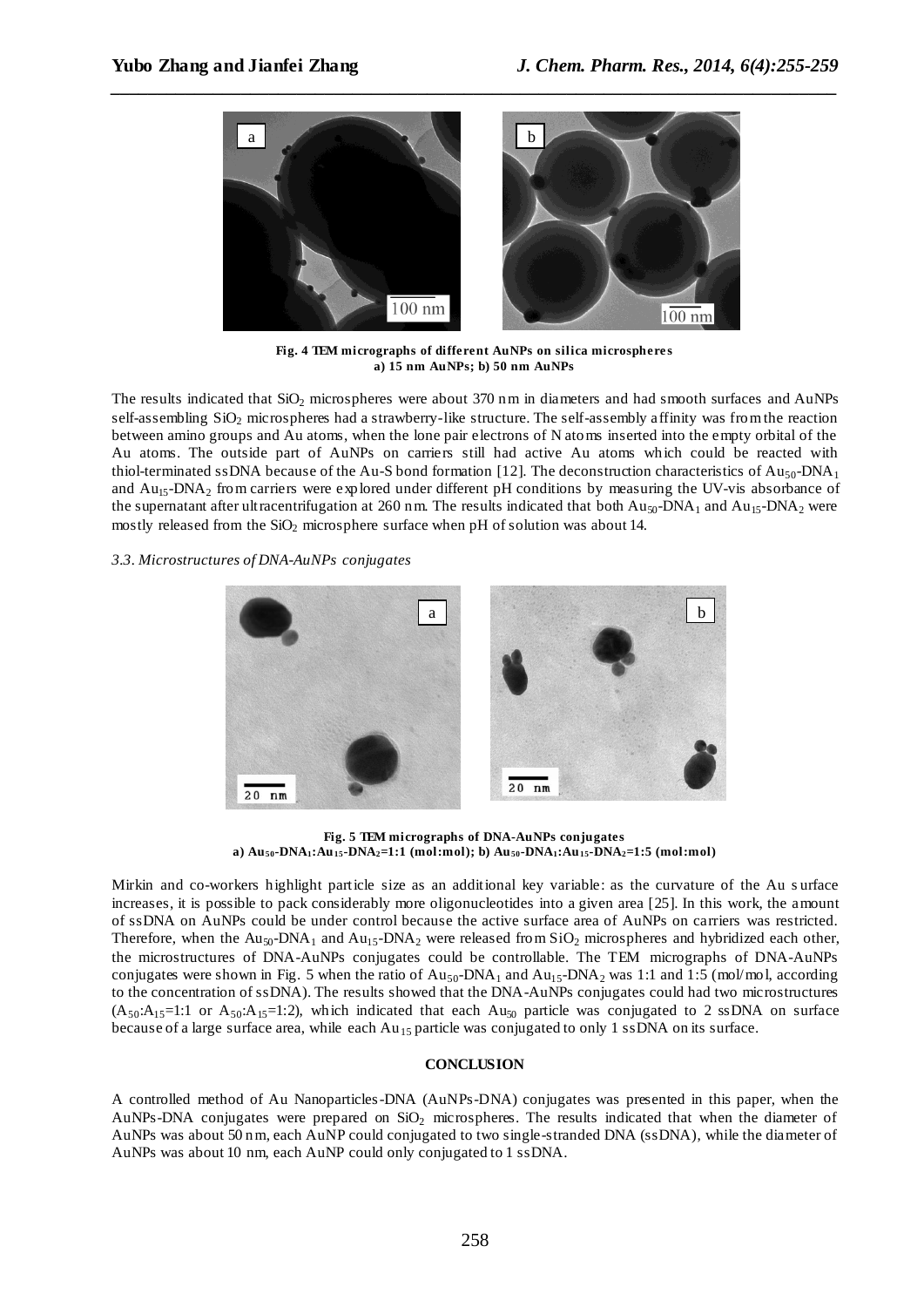Fig. 4 TEM micrographs of different AuNPs on silica microspheres
a) 15 nm AuNPs; b) 50 nm AuNPs

The results indicated that $SiO_2$ microspheres were about 370 nm in diameters and had smooth surfaces and AuNPs self-assembling $SiO_2$ microspheres had a strawberry-like structure. The self-assembly affinity was from the reaction between amino groups and Au atoms, when the lone pair electrons of N atoms inserted into the empty orbital of the Au atoms. The outside part of AuNPs on carriers still had active Au atoms which could be reacted with thiol-terminated ssDNA because of the Au-S bond formation [12]. The deconstruction characteristics of $Au_{50}$-$DNA_1$ and $Au_{15}$-$DNA_2$ from carriers were explored under different pH conditions by measuring the UV-vis absorbance of the supernatant after ultracentrifugation at 260 nm. The results indicated that both $Au_{50}$-$DNA_1$ and $Au_{15}$-$DNA_2$ were mostly released from the $SiO_2$ microsphere surface when pH of solution was about 14.

*3.3. Microstructures of DNA-AuNPs conjugates*

Fig. 5 TEM micrographs of DNA-AuNPs conjugates
a) $Au_{50}$-$DNA_1$:$Au_{15}$-$DNA_2$=1:1 (mol:mol); b) $Au_{50}$-$DNA_1$:$Au_{15}$-$DNA_2$=1:5 (mol:mol)

Mirkin and co-workers highlight particle size as an additional key variable: as the curvature of the Au surface increases, it is possible to pack considerably more oligonucleotides into a given area [25]. In this work, the amount of ssDNA on AuNPs could be under control because the active surface area of AuNPs on carriers was restricted. Therefore, when the $Au_{50}$-$DNA_1$ and $Au_{15}$-$DNA_2$ were released from $SiO_2$ microspheres and hybridized each other, the microstructures of DNA-AuNPs conjugates could be controllable. The TEM micrographs of DNA-AuNPs conjugates were shown in Fig. 5 when the ratio of $Au_{50}$-$DNA_1$ and $Au_{15}$-$DNA_2$ was 1:1 and 1:5 (mol/mol, according to the concentration of ssDNA). The results showed that the DNA-AuNPs conjugates could had two microstructures ($A_{50}$:$A_{15}$=1:1 or $A_{50}$:$A_{15}$=1:2), which indicated that each $Au_{50}$ particle was conjugated to 2 ssDNA on surface because of a large surface area, while each $Au_{15}$ particle was conjugated to only 1 ssDNA on its surface.

## CONCLUSION

A controlled method of Au Nanoparticles-DNA (AuNPs-DNA) conjugates was presented in this paper, when the AuNPs-DNA conjugates were prepared on $SiO_2$ microspheres. The results indicated that when the diameter of AuNPs was about 50 nm, each AuNP could conjugated to two single-stranded DNA (ssDNA), while the diameter of AuNPs was about 10 nm, each AuNP could only conjugated to 1 ssDNA.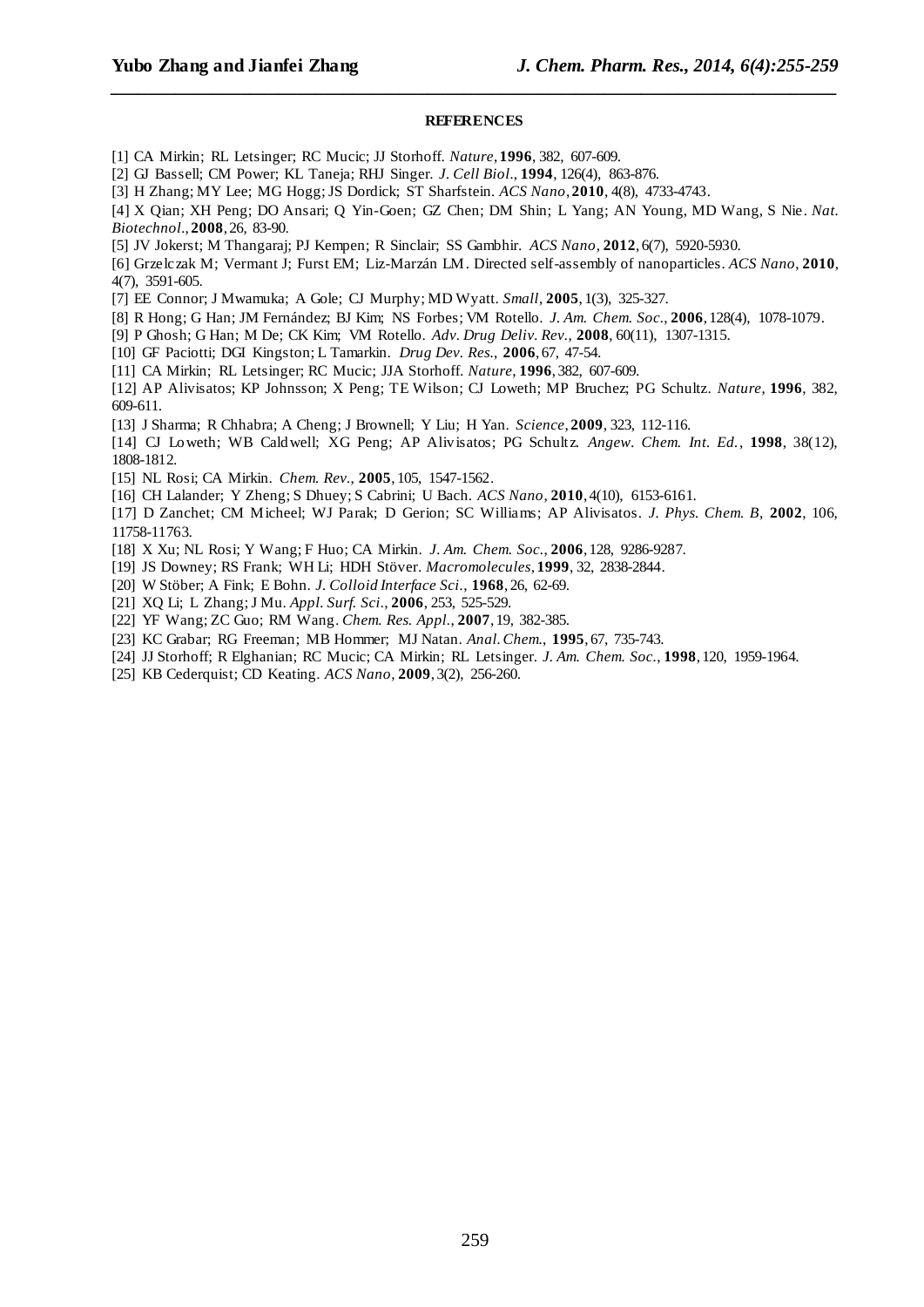**REFERENCES**

[1] CA Mirkin; RL Letsinger; RC Mucic; JJ Storhoff. *Nature*, **1996**, 382, 607-609.

[2] GJ Bassell; CM Power; KL Taneja; RHJ Singer. *J. Cell Biol*., **1994**, 126(4), 863-876.

[3] H Zhang; MY Lee; MG Hogg; JS Dordick; ST Sharfstein. *ACS Nano*, **2010**, 4(8), 4733-4743.

[4] X Qian; XH Peng; DO Ansari; Q Yin-Goen; GZ Chen; DM Shin; L Yang; AN Young, MD Wang, S Nie. *Nat. Biotechnol*., **2008**, 26, 83-90.

[5] JV Jokerst; M Thangaraj; PJ Kempen; R Sinclair; SS Gambhir. *ACS Nano*, **2012**, 6(7), 5920-5930.

[6] Grzelczak M; Vermant J; Furst EM; Liz-Marzán LM. Directed self-assembly of nanoparticles. *ACS Nano*, **2010**, 4(7), 3591-605.

[7] EE Connor; J Mwamuka; A Gole; CJ Murphy; MD Wyatt. *Small*, **2005**, 1(3), 325-327.

[8] R Hong; G Han; JM Fernández; BJ Kim; NS Forbes; VM Rotello. *J. Am. Chem. Soc*., **2006**, 128(4), 1078-1079.

[9] P Ghosh; G Han; M De; CK Kim; VM Rotello. *Adv. Drug Deliv. Rev*., **2008**, 60(11), 1307-1315.

[10] GF Paciotti; DGI Kingston; L Tamarkin. *Drug Dev. Res*., **2006**, 67, 47-54.

[11] CA Mirkin; RL Letsinger; RC Mucic; JJA Storhoff. *Nature*, **1996**, 382, 607-609.

[12] AP Alivisatos; KP Johnsson; X Peng; TE Wilson; CJ Loweth; MP Bruchez; PG Schultz. *Nature*, **1996**, 382, 609-611.

[13] J Sharma; R Chhabra; A Cheng; J Brownell; Y Liu; H Yan. *Science*, **2009**, 323, 112-116.

[14] CJ Loweth; WB Caldwell; XG Peng; AP Alivisatos; PG Schultz. *Angew. Chem. Int. Ed.*, **1998**, 38(12), 1808-1812.

[15] NL Rosi; CA Mirkin. *Chem. Rev*., **2005**, 105, 1547-1562.

[16] CH Lalander; Y Zheng; S Dhuey; S Cabrini; U Bach. *ACS Nano*, **2010**, 4(10), 6153-6161.

[17] D Zanchet; CM Micheel; WJ Parak; D Gerion; SC Williams; AP Alivisatos. *J. Phys. Chem. B*, **2002**, 106, 11758-11763.

[18] X Xu; NL Rosi; Y Wang; F Huo; CA Mirkin. *J. Am. Chem. Soc*., **2006**, 128, 9286-9287.

[19] JS Downey; RS Frank; WH Li; HDH Stöver. *Macromolecules*, **1999**, 32, 2838-2844.

[20] W Stöber; A Fink; E Bohn. *J. Colloid Interface Sci*., **1968**, 26, 62-69.

[21] XQ Li; L Zhang; J Mu. *Appl. Surf. Sci*., **2006**, 253, 525-529.

[22] YF Wang; ZC Guo; RM Wang. *Chem. Res. Appl.*, **2007**, 19, 382-385.

[23] KC Grabar; RG Freeman; MB Hommer; MJ Natan. *Anal. Chem.*, **1995**, 67, 735-743.

[24] JJ Storhoff; R Elghanian; RC Mucic; CA Mirkin; RL Letsinger. *J. Am. Chem. Soc*., **1998**, 120, 1959-1964.

[25] KB Cederquist; CD Keating. *ACS Nano*, **2009**, 3(2), 256-260.